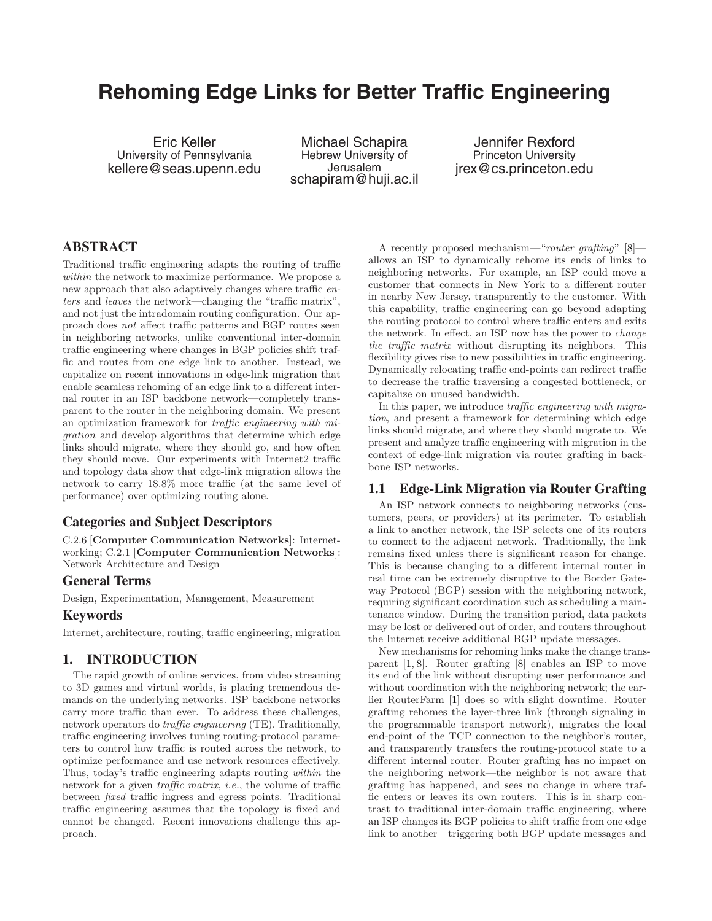# Rehoming Edge Links for Better Traffic Engineering

Eric Keller
University of Pennsylvania
kellere@seas.upenn.edu

Michael Schapira
Hebrew University of Jerusalem
schapiram@huji.ac.il

Jennifer Rexford
Princeton University
jrex@cs.princeton.edu

## ABSTRACT

Traditional traffic engineering adapts the routing of traffic *within* the network to maximize performance. We propose a new approach that also adaptively changes where traffic *enters* and *leaves* the network—changing the "traffic matrix", and not just the intradomain routing configuration. Our approach does *not* affect traffic patterns and BGP routes seen in neighboring networks, unlike conventional inter-domain traffic engineering where changes in BGP policies shift traffic and routes from one edge link to another. Instead, we capitalize on recent innovations in edge-link migration that enable seamless rehoming of an edge link to a different internal router in an ISP backbone network—completely transparent to the router in the neighboring domain. We present an optimization framework for *traffic engineering with migration* and develop algorithms that determine which edge links should migrate, where they should go, and how often they should move. Our experiments with Internet2 traffic and topology data show that edge-link migration allows the network to carry 18.8% more traffic (at the same level of performance) over optimizing routing alone.

### Categories and Subject Descriptors

C.2.6 [**Computer Communication Networks**]: Internetworking; C.2.1 [**Computer Communication Networks**]: Network Architecture and Design

### General Terms

Design, Experimentation, Management, Measurement

### Keywords

Internet, architecture, routing, traffic engineering, migration

## 1. INTRODUCTION

The rapid growth of online services, from video streaming to 3D games and virtual worlds, is placing tremendous demands on the underlying networks. ISP backbone networks carry more traffic than ever. To address these challenges, network operators do *traffic engineering* (TE). Traditionally, traffic engineering involves tuning routing-protocol parameters to control how traffic is routed across the network, to optimize performance and use network resources effectively. Thus, today's traffic engineering adapts routing *within* the network for a given *traffic matrix*, *i.e.*, the volume of traffic between *fixed* traffic ingress and egress points. Traditional traffic engineering assumes that the topology is fixed and cannot be changed. Recent innovations challenge this approach.

A recently proposed mechanism—"*router grafting*" [8]—allows an ISP to dynamically rehome its ends of links to neighboring networks. For example, an ISP could move a customer that connects in New York to a different router in nearby New Jersey, transparently to the customer. With this capability, traffic engineering can go beyond adapting the routing protocol to control where traffic enters and exits the network. In effect, an ISP now has the power to *change the traffic matrix* without disrupting its neighbors. This flexibility gives rise to new possibilities in traffic engineering. Dynamically relocating traffic end-points can redirect traffic to decrease the traffic traversing a congested bottleneck, or capitalize on unused bandwidth.

In this paper, we introduce *traffic engineering with migration*, and present a framework for determining which edge links should migrate, and where they should migrate to. We present and analyze traffic engineering with migration in the context of edge-link migration via router grafting in backbone ISP networks.

### 1.1 Edge-Link Migration via Router Grafting

An ISP network connects to neighboring networks (customers, peers, or providers) at its perimeter. To establish a link to another network, the ISP selects one of its routers to connect to the adjacent network. Traditionally, the link remains fixed unless there is significant reason for change. This is because changing to a different internal router in real time can be extremely disruptive to the Border Gateway Protocol (BGP) session with the neighboring network, requiring significant coordination such as scheduling a maintenance window. During the transition period, data packets may be lost or delivered out of order, and routers throughout the Internet receive additional BGP update messages.

New mechanisms for rehoming links make the change transparent [1, 8]. Router grafting [8] enables an ISP to move its end of the link without disrupting user performance and without coordination with the neighboring network; the earlier RouterFarm [1] does so with slight downtime. Router grafting rehomes the layer-three link (through signaling in the programmable transport network), migrates the local end-point of the TCP connection to the neighbor's router, and transparently transfers the routing-protocol state to a different internal router. Router grafting has no impact on the neighboring network—the neighbor is not aware that grafting has happened, and sees no change in where traffic enters or leaves its own routers. This is in sharp contrast to traditional inter-domain traffic engineering, where an ISP changes its BGP policies to shift traffic from one edge link to another—triggering both BGP update messages and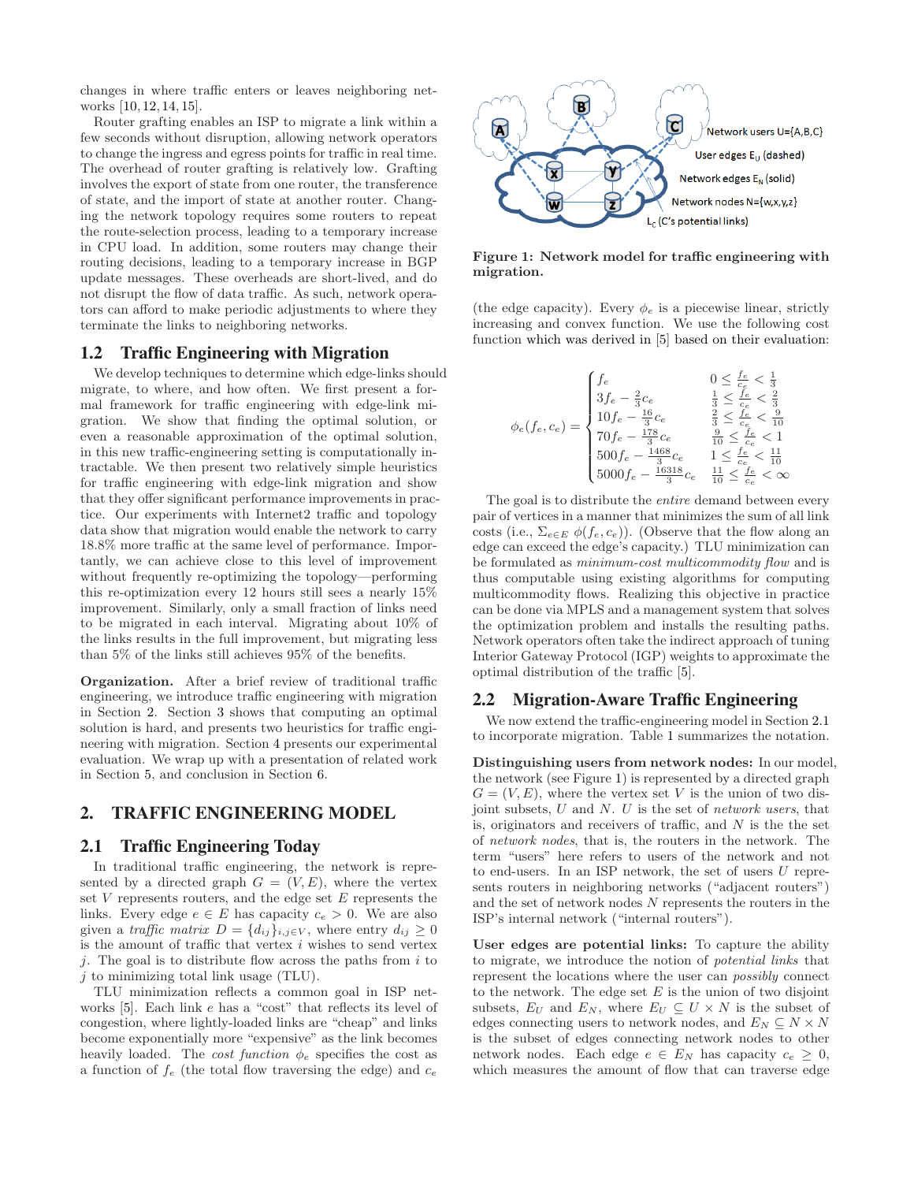changes in where traffic enters or leaves neighboring networks [10, 12, 14, 15].

Router grafting enables an ISP to migrate a link within a few seconds without disruption, allowing network operators to change the ingress and egress points for traffic in real time. The overhead of router grafting is relatively low. Grafting involves the export of state from one router, the transference of state, and the import of state at another router. Changing the network topology requires some routers to repeat the route-selection process, leading to a temporary increase in CPU load. In addition, some routers may change their routing decisions, leading to a temporary increase in BGP update messages. These overheads are short-lived, and do not disrupt the flow of data traffic. As such, network operators can afford to make periodic adjustments to where they terminate the links to neighboring networks.

## 1.2 Traffic Engineering with Migration

We develop techniques to determine which edge-links should migrate, to where, and how often. We first present a formal framework for traffic engineering with edge-link migration. We show that finding the optimal solution, or even a reasonable approximation of the optimal solution, in this new traffic-engineering setting is computationally intractable. We then present two relatively simple heuristics for traffic engineering with edge-link migration and show that they offer significant performance improvement in practice. Our experiments with Internet2 traffic and topology data show that migration would enable the network to carry 18.8% more traffic at the same level of performance. Importantly, we can achieve close to this level of improvement without frequently re-optimizing the topology—performing this re-optimization every 12 hours still sees a nearly 15% improvement. Similarly, only a small fraction of links need to be migrated in each interval. Migrating about 10% of the links results in the full improvement, but migrating less than 5% of the links still achieves 95% of the benefits.

**Organization.** After a brief review of traditional traffic engineering, we introduce traffic engineering with migration in Section 2. Section 3 shows that computing an optimal solution is hard, and presents two heuristics for traffic engineering with migration. Section 4 presents our experimental evaluation. We wrap up with a presentation of related work in Section 5, and conclusion in Section 6.

# 2. TRAFFIC ENGINEERING MODEL

## 2.1 Traffic Engineering Today

In traditional traffic engineering, the network is represented by a directed graph $G = (V, E)$, where the vertex set $V$ represents routers, and the edge set $E$ represents the links. Every edge $e \in E$ has capacity $c_e > 0$. We are also given a *traffic matrix* $D = \{d_{ij}\}_{i,j \in V}$, where entry $d_{ij} \geq 0$ is the amount of traffic that vertex $i$ wishes to send vertex $j$. The goal is to distribute flow across the paths from $i$ to $j$ to minimizing total link usage (TLU).

TLU minimization reflects a common goal in ISP networks [5]. Each link $e$ has a "cost" that reflects its level of congestion, where lightly-loaded links are "cheap" and links become exponentially more "expensive" as the link becomes heavily loaded. The *cost function* $\phi_e$ specifies the cost as a function of $f_e$ (the total flow traversing the edge) and $c_e$ (the edge capacity). Every $\phi_e$ is a piecewise linear, strictly increasing and convex function. We use the following cost function which was derived in [5] based on their evaluation:

$$
\phi_e(f_e, c_e) = \begin{cases} f_e & 0 \leq \frac{f_e}{c_e} < \frac{1}{3} \\ 3f_e - \frac{2}{3}c_e & \frac{1}{3} \leq \frac{f_e}{c_e} < \frac{2}{3} \\ 10f_e - \frac{16}{3}c_e & \frac{2}{3} \leq \frac{f_e}{c_e} < \frac{9}{10} \\ 70f_e - \frac{178}{3}c_e & \frac{9}{10} \leq \frac{f_e}{c_e} < 1 \\ 500f_e - \frac{1468}{3}c_e & 1 \leq \frac{f_e}{c_e} < \frac{11}{10} \\ 5000f_e - \frac{16318}{3}c_e & \frac{11}{10} \leq \frac{f_e}{c_e} < \infty \end{cases}
$$

The goal is to distribute the *entire* demand between every pair of vertices in a manner that minimizes the sum of all link costs (i.e., $\Sigma_{e \in E}\ \phi(f_e, c_e)$). (Observe that the flow along an edge can exceed the edge's capacity.) TLU minimization can be formulated as *minimum-cost multicommodity flow* and is thus computable using existing algorithms for computing multicommodity flows. Realizing this objective in practice can be done via MPLS and a management system that solves the optimization problem and installs the resulting paths. Network operators often take the indirect approach of tuning Interior Gateway Protocol (IGP) weights to approximate the optimal distribution of the traffic [5].

**Figure 1: Network model for traffic engineering with migration.**

## 2.2 Migration-Aware Traffic Engineering

We now extend the traffic-engineering model in Section 2.1 to incorporate migration. Table 1 summarizes the notation.

**Distinguishing users from network nodes:** In our model, the network (see Figure 1) is represented by a directed graph $G = (V, E)$, where the vertex set $V$ is the union of two disjoint subsets, $U$ and $N$. $U$ is the set of *network users*, that is, originators and receivers of traffic, and $N$ is the the set of *network nodes*, that is, the routers in the network. The term "users" here refers to users of the network and not to end-users. In an ISP network, the set of users $U$ represents routers in neighboring networks ("adjacent routers") and the set of network nodes $N$ represents the routers in the ISP's internal network ("internal routers").

**User edges are potential links:** To capture the ability to migrate, we introduce the notion of *potential links* that represent the locations where the user can *possibly* connect to the network. The edge set $E$ is the union of two disjoint subsets, $E_U$ and $E_N$, where $E_U \subseteq U \times N$ is the subset of edges connecting users to network nodes, and $E_N \subseteq N \times N$ is the subset of edges connecting network nodes to other network nodes. Each edge $e \in E_N$ has capacity $c_e \geq 0$, which measures the amount of flow that can traverse edge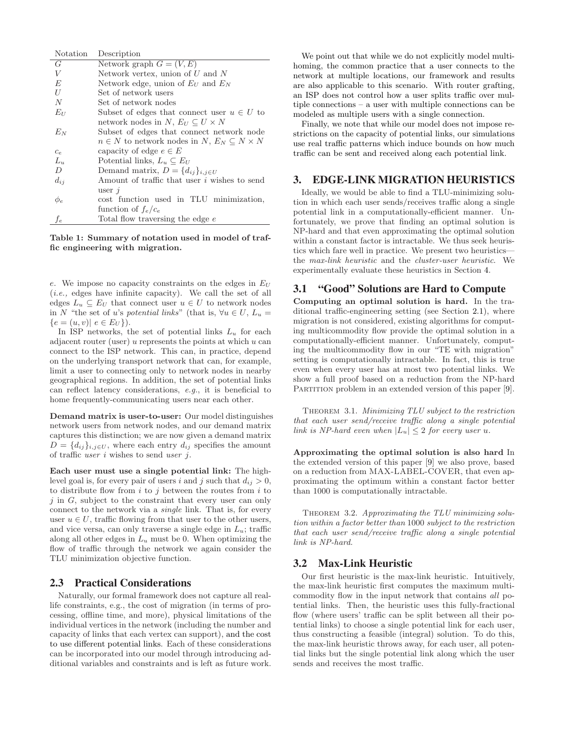| Notation | Description |
|---|---|
| $G$ | Network graph $G = (V, E)$ |
| $V$ | Network vertex, union of $U$ and $N$ |
| $E$ | Network edge, union of $E_U$ and $E_N$ |
| $U$ | Set of network users |
| $N$ | Set of network nodes |
| $E_U$ | Subset of edges that connect user $u \in U$ to network nodes in $N$, $E_U \subseteq U \times N$ |
| $E_N$ | Subset of edges that connect network node $n \in N$ to network nodes in $N$, $E_N \subseteq N \times N$ |
| $c_e$ | capacity of edge $e \in E$ |
| $L_u$ | Potential links, $L_u \subseteq E_U$ |
| $D$ | Demand matrix, $D = \{d_{ij}\}_{i,j \in U}$ |
| $d_{ij}$ | Amount of traffic that user $i$ wishes to send user $j$ |
| $\phi_e$ | cost function used in TLU minimization, function of $f_e/c_e$ |
| $f_e$ | Total flow traversing the edge $e$ |

**Table 1: Summary of notation used in model of traffic engineering with migration.**

$e$. We impose no capacity constraints on the edges in $E_U$ (*i.e.,* edges have infinite capacity). We call the set of all edges $L_u \subseteq E_U$ that connect user $u \in U$ to network nodes in $N$ "the set of $u$'s *potential links*" (that is, $\forall u \in U$, $L_u = \{e = (u, v) | \ e \in E_U\}$).

In ISP networks, the set of potential links $L_u$ for each adjacent router (user) $u$ represents the points at which $u$ can connect to the ISP network. This can, in practice, depend on the underlying transport network that can, for example, limit a user to connecting only to network nodes in nearby geographical regions. In addition, the set of potential links can reflect latency considerations, *e.g.*, it is beneficial to home frequently-communicating users near each other.

**Demand matrix is user-to-user:** Our model distinguishes network users from network nodes, and our demand matrix captures this distinction; we are now given a demand matrix $D = \{d_{ij}\}_{i,j \in U}$, where each entry $d_{ij}$ specifies the amount of traffic *user* $i$ wishes to send *user* $j$.

**Each user must use a single potential link:** The high-level goal is, for every pair of users $i$ and $j$ such that $d_{ij} > 0$, to distribute flow from $i$ to $j$ between the routes from $i$ to $j$ in $G$, subject to the constraint that every user can only connect to the network via a *single* link. That is, for every user $u \in U$, traffic flowing from that user to the other users, and vice versa, can only traverse a single edge in $L_u$; traffic along all other edges in $L_u$ must be 0. When optimizing the flow of traffic through the network we again consider the TLU minimization objective function.

### 2.3 Practical Considerations

Naturally, our formal framework does not capture all real-life constraints, e.g., the cost of migration (in terms of processing, offline time, and more), physical limitations of the individual vertices in the network (including the number and capacity of links that each vertex can support), and the cost to use different potential links. Each of these considerations can be incorporated into our model through introducing additional variables and constraints and is left as future work.

We point out that while we do not explicitly model multi-homing, the common practice that a user connects to the network at multiple locations, our framework and results are also applicable to this scenario. With router grafting, an ISP does not control how a user splits traffic over multiple connections – a user with multiple connections can be modeled as multiple users with a single connection.

Finally, we note that while our model does not impose restrictions on the capacity of potential links, our simulations use real traffic patterns which induce bounds on how much traffic can be sent and received along each potential link.

## 3. EDGE-LINK MIGRATION HEURISTICS

Ideally, we would be able to find a TLU-minimizing solution in which each user sends/receives traffic along a single potential link in a computationally-efficient manner. Unfortunately, we prove that finding an optimal solution is NP-hard and that even approximating the optimal solution within a constant factor is intractable. We thus seek heuristics which fare well in practice. We present two heuristics—the *max-link heuristic* and the *cluster-user heuristic*. We experimentally evaluate these heuristics in Section 4.

### 3.1 "Good" Solutions are Hard to Compute

**Computing an optimal solution is hard.** In the traditional traffic-engineering setting (see Section 2.1), where migration is not considered, existing algorithms for computing multicommodity flow provide the optimal solution in a computationally-efficient manner. Unfortunately, computing the multicommodity flow in our "TE with migration" setting is computationally intractable. In fact, this is true even when every user has at most two potential links. We show a full proof based on a reduction from the NP-hard PARTITION problem in an extended version of this paper [9].

THEOREM 3.1. *Minimizing TLU subject to the restriction that each user send/receive traffic along a single potential link is NP-hard even when $|L_u| \leq 2$ for every user $u$.*

**Approximating the optimal solution is also hard** In the extended version of this paper [9] we also prove, based on a reduction from MAX-LABEL-COVER, that even approximating the optimum within a constant factor better than 1000 is computationally intractable.

THEOREM 3.2. *Approximating the TLU minimizing solution within a factor better than 1000 subject to the restriction that each user send/receive traffic along a single potential link is NP-hard.*

### 3.2 Max-Link Heuristic

Our first heuristic is the max-link heuristic. Intuitively, the max-link heuristic first computes the maximum multicommodity flow in the input network that contains *all* potential links. Then, the heuristic uses this fully-fractional flow (where users' traffic can be split between all their potential links) to choose a single potential link for each user, thus constructing a feasible (integral) solution. To do this, the max-link heuristic throws away, for each user, all potential links but the single potential link along which the user sends and receives the most traffic.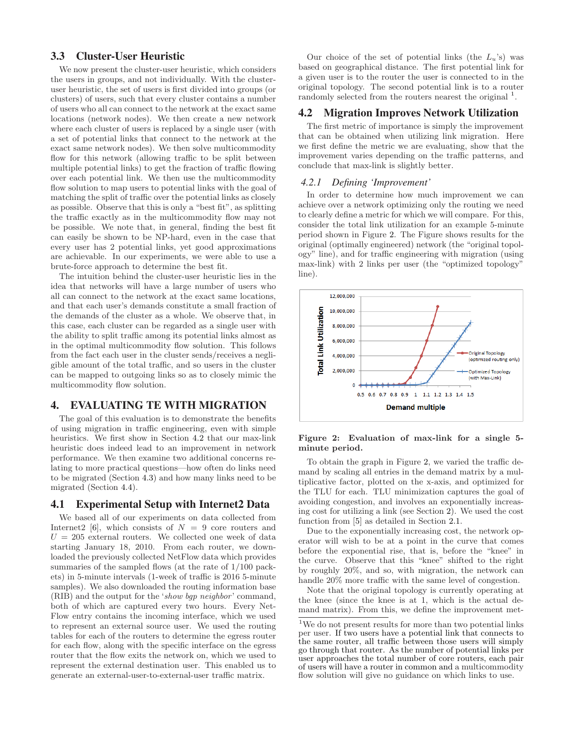### 3.3 Cluster-User Heuristic

We now present the cluster-user heuristic, which considers the users in groups, and not individually. With the cluster-user heuristic, the set of users is first divided into groups (or clusters) of users, such that every cluster contains a number of users who all can connect to the network at the exact same locations (network nodes). We then create a new network where each cluster of users is replaced by a single user (with a set of potential links that connect to the network at the exact same network nodes). We then solve multicommodity flow for this network (allowing traffic to be split between multiple potential links) to get the fraction of traffic flowing over each potential link. We then use the multicommodity flow solution to map users to potential links with the goal of matching the split of traffic over the potential links as closely as possible. Observe that this is only a "best fit", as splitting the traffic exactly as in the multicommodity flow may not be possible. We note that, in general, finding the best fit can easily be shown to be NP-hard, even in the case that every user has 2 potential links, yet good approximations are achievable. In our experiments, we were able to use a brute-force approach to determine the best fit.

The intuition behind the cluster-user heuristic lies in the idea that networks will have a large number of users who all can connect to the network at the exact same locations, and that each user's demands constitute a small fraction of the demands of the cluster as a whole. We observe that, in this case, each cluster can be regarded as a single user with the ability to split traffic among its potential links almost as in the optimal multicommodity flow solution. This follows from the fact each user in the cluster sends/receives a negligible amount of the total traffic, and so users in the cluster can be mapped to outgoing links so as to closely mimic the multicommodity flow solution.

## 4. EVALUATING TE WITH MIGRATION

The goal of this evaluation is to demonstrate the benefits of using migration in traffic engineering, even with simple heuristics. We first show in Section 4.2 that our max-link heuristic does indeed lead to an improvement in network performance. We then examine two additional concerns relating to more practical questions—how often do links need to be migrated (Section 4.3) and how many links need to be migrated (Section 4.4).

### 4.1 Experimental Setup with Internet2 Data

We based all of our experiments on data collected from Internet2 [6], which consists of $N = 9$ core routers and $U = 205$ external routers. We collected one week of data starting January 18, 2010. From each router, we downloaded the previously collected NetFlow data which provides summaries of the sampled flows (at the rate of 1/100 packets) in 5-minute intervals (1-week of traffic is 2016 5-minute samples). We also downloaded the routing information base (RIB) and the output for the '*show bgp neighbor*' command, both of which are captured every two hours. Every NetFlow entry contains the incoming interface, which we used to represent an external source user. We used the routing tables for each of the routers to determine the egress router for each flow, along with the specific interface on the egress router that the flow exits the network on, which we used to represent the external destination user. This enabled us to generate an external-user-to-external-user traffic matrix.

Our choice of the set of potential links (the $L_u$'s) was based on geographical distance. The first potential link for a given user is to the router the user is connected to in the original topology. The second potential link is to a router randomly selected from the routers nearest the original [1].

### 4.2 Migration Improves Network Utilization

The first metric of importance is simply the improvement that can be obtained when utilizing link migration. Here we first define the metric we are evaluating, show that the improvement varies depending on the traffic patterns, and conclude that max-link is slightly better.

#### 4.2.1 *Defining 'Improvement'*

In order to determine how much improvement we can achieve over a network optimizing only the routing we need to clearly define a metric for which we will compare. For this, consider the total link utilization for an example 5-minute period shown in Figure 2. The Figure shows results for the original (optimally engineered) network (the "original topology" line), and for traffic engineering with migration (using max-link) with 2 links per user (the "optimized topology" line).

**Figure 2: Evaluation of max-link for a single 5-minute period.**

To obtain the graph in Figure 2, we varied the traffic demand by scaling all entries in the demand matrix by a multiplicative factor, plotted on the x-axis, and optimized for the TLU for each. TLU minimization captures the goal of avoiding congestion, and involves an exponentially increasing cost for utilizing a link (see Section 2). We used the cost function from [5] as detailed in Section 2.1.

Due to the exponentially increasing cost, the network operator will wish to be at a point in the curve that comes before the exponential rise, that is, before the "knee" in the curve. Observe that this "knee" shifted to the right by roughly 20%, and so, with migration, the network can handle 20% more traffic with the same level of congestion.

Note that the original topology is currently operating at the knee (since the knee is at 1, which is the actual demand matrix). From this, we define the improvement met-

[1] We do not present results for more than two potential links per user. If two users have a potential link that connects to the same router, all traffic between those users will simply go through that router. As the number of potential links per user approaches the total number of core routers, each pair of users will have a router in common and a multicommodity flow solution will give no guidance on which links to use.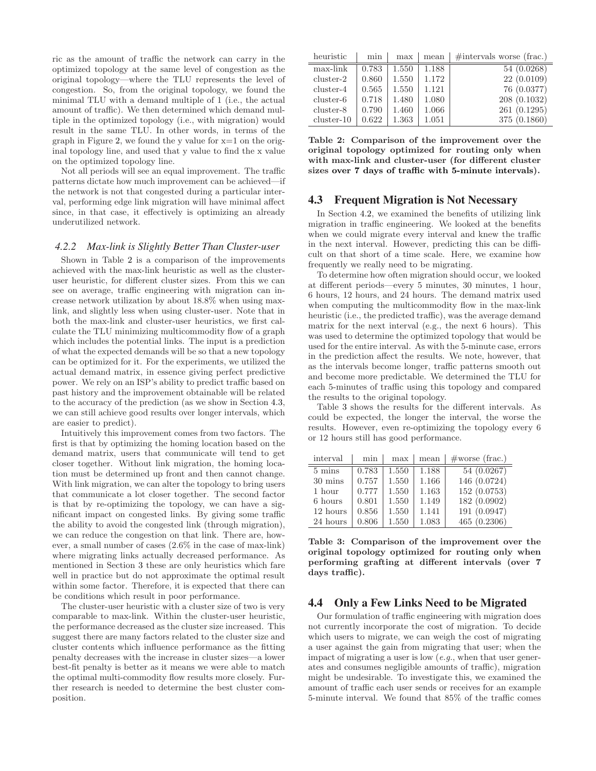ric as the amount of traffic the network can carry in the optimized topology at the same level of congestion as the original topology—where the TLU represents the level of congestion. So, from the original topology, we found the minimal TLU with a demand multiple of 1 (i.e., the actual amount of traffic). We then determined which demand multiple in the optimized topology (i.e., with migration) would result in the same TLU. In other words, in terms of the graph in Figure 2, we found the y value for x=1 on the original topology line, and used that y value to find the x value on the optimized topology line.

Not all periods will see an equal improvement. The traffic patterns dictate how much improvement can be achieved—if the network is not that congested during a particular interval, performing edge link migration will have minimal affect since, in that case, it effectively is optimizing an already underutilized network.

#### 4.2.2 Max-link is Slightly Better Than Cluster-user

Shown in Table 2 is a comparison of the improvements achieved with the max-link heuristic as well as the cluster-user heuristic, for different cluster sizes. From this we can see on average, traffic engineering with migration can increase network utilization by about 18.8% when using max-link, and slightly less when using cluster-user. Note that in both the max-link and cluster-user heuristics, we first calculate the TLU minimizing multicommodity flow of a graph which includes the potential links. The input is a prediction of what the expected demands will be so that a new topology can be optimized for it. For the experiments, we utilized the actual demand matrix, in essence giving perfect predictive power. We rely on an ISP's ability to predict traffic based on past history and the improvement obtainable will be related to the accuracy of the prediction (as we show in Section 4.3, we can still achieve good results over longer intervals, which are easier to predict).

Intuitively this improvement comes from two factors. The first is that by optimizing the homing location based on the demand matrix, users that communicate will tend to get closer together. Without link migration, the homing location must be determined up front and then cannot change. With link migration, we can alter the topology to bring users that communicate a lot closer together. The second factor is that by re-optimizing the topology, we can have a significant impact on congested links. By giving some traffic the ability to avoid the congested link (through migration), we can reduce the congestion on that link. There are, however, a small number of cases (2.6% in the case of max-link) where migrating links actually decreased performance. As mentioned in Section 3 these are only heuristics which fare well in practice but do not approximate the optimal result within some factor. Therefore, it is expected that there can be conditions which result in poor performance.

The cluster-user heuristic with a cluster size of two is very comparable to max-link. Within the cluster-user heuristic, the performance decreased as the cluster size increased. This suggest there are many factors related to the cluster size and cluster contents which influence performance as the fitting penalty decreases with the increase in cluster sizes—a lower best-fit penalty is better as it means we were able to match the optimal multi-commodity flow results more closely. Further research is needed to determine the best cluster composition.

| heuristic | min | max | mean | #intervals worse (frac.) |
|---|---|---|---|---|
| max-link | 0.783 | 1.550 | 1.188 | 54 (0.0268) |
| cluster-2 | 0.860 | 1.550 | 1.172 | 22 (0.0109) |
| cluster-4 | 0.565 | 1.550 | 1.121 | 76 (0.0377) |
| cluster-6 | 0.718 | 1.480 | 1.080 | 208 (0.1032) |
| cluster-8 | 0.790 | 1.460 | 1.066 | 261 (0.1295) |
| cluster-10 | 0.622 | 1.363 | 1.051 | 375 (0.1860) |

**Table 2: Comparison of the improvement over the original topology optimized for routing only when with max-link and cluster-user (for different cluster sizes over 7 days of traffic with 5-minute intervals).**

### 4.3 Frequent Migration is Not Necessary

In Section 4.2, we examined the benefits of utilizing link migration in traffic engineering. We looked at the benefits when we could migrate every interval and knew the traffic in the next interval. However, predicting this can be difficult on that short of a time scale. Here, we examine how frequently we really need to be migrating.

To determine how often migration should occur, we looked at different periods—every 5 minutes, 30 minutes, 1 hour, 6 hours, 12 hours, and 24 hours. The demand matrix used when computing the multicommodity flow in the max-link heuristic (i.e., the predicted traffic), was the average demand matrix for the next interval (e.g., the next 6 hours). This was used to determine the optimized topology that would be used for the entire interval. As with the 5-minute case, errors in the prediction affect the results. We note, however, that as the intervals become longer, traffic patterns smooth out and become more predictable. We determined the TLU for each 5-minutes of traffic using this topology and compared the results to the original topology.

Table 3 shows the results for the different intervals. As could be expected, the longer the interval, the worse the results. However, even re-optimizing the topology every 6 or 12 hours still has good performance.

| interval | min | max | mean | #worse (frac.) |
|---|---|---|---|---|
| 5 mins | 0.783 | 1.550 | 1.188 | 54 (0.0267) |
| 30 mins | 0.757 | 1.550 | 1.166 | 146 (0.0724) |
| 1 hour | 0.777 | 1.550 | 1.163 | 152 (0.0753) |
| 6 hours | 0.801 | 1.550 | 1.149 | 182 (0.0902) |
| 12 hours | 0.856 | 1.550 | 1.141 | 191 (0.0947) |
| 24 hours | 0.806 | 1.550 | 1.083 | 465 (0.2306) |

**Table 3: Comparison of the improvement over the original topology optimized for routing only when performing grafting at different intervals (over 7 days traffic).**

### 4.4 Only a Few Links Need to be Migrated

Our formulation of traffic engineering with migration does not currently incorporate the cost of migration. To decide which users to migrate, we can weigh the cost of migrating a user against the gain from migrating that user; when the impact of migrating a user is low (*e.g.*, when that user generates and consumes negligible amounts of traffic), migration might be undesirable. To investigate this, we examined the amount of traffic each user sends or receives for an example 5-minute interval. We found that 85% of the traffic comes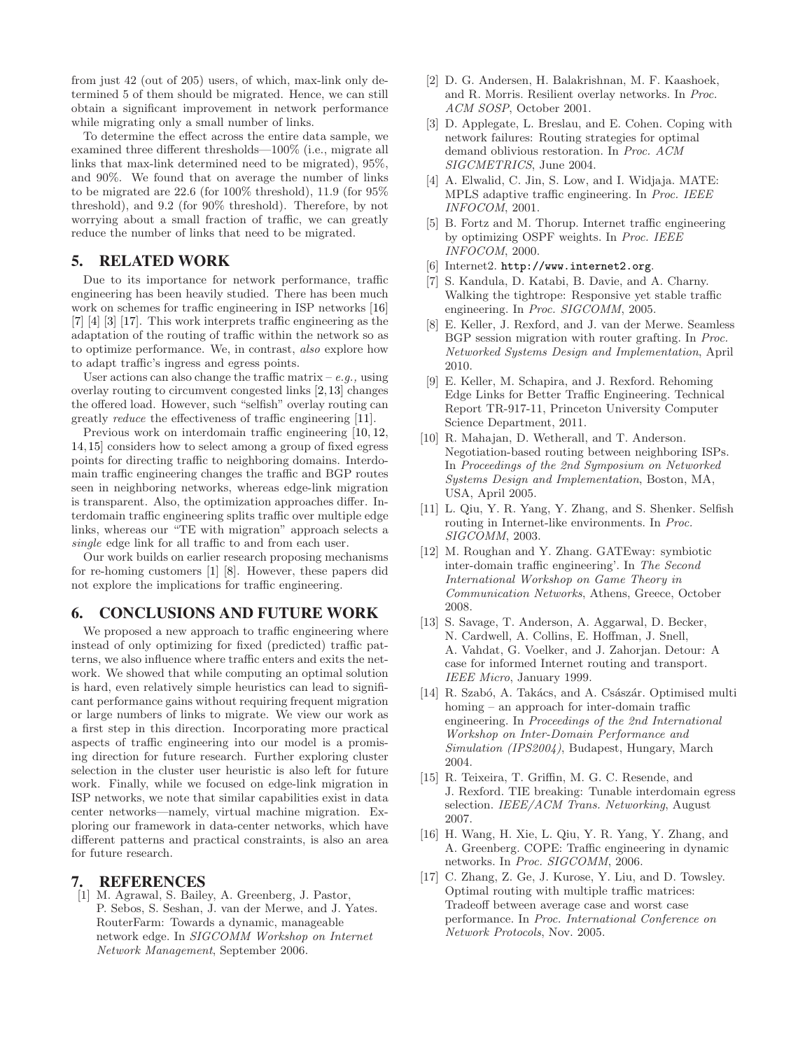from just 42 (out of 205) users, of which, max-link only determined 5 of them should be migrated. Hence, we can still obtain a significant improvement in network performance while migrating only a small number of links.

To determine the effect across the entire data sample, we examined three different thresholds—100% (i.e., migrate all links that max-link determined need to be migrated), 95%, and 90%. We found that on average the number of links to be migrated are 22.6 (for 100% threshold), 11.9 (for 95% threshold), and 9.2 (for 90% threshold). Therefore, by not worrying about a small fraction of traffic, we can greatly reduce the number of links that need to be migrated.

## 5. RELATED WORK

Due to its importance for network performance, traffic engineering has been heavily studied. There has been much work on schemes for traffic engineering in ISP networks [16] [7] [4] [3] [17]. This work interprets traffic engineering as the adaptation of the routing of traffic within the network so as to optimize performance. We, in contrast, *also* explore how to adapt traffic's ingress and egress points.

User actions can also change the traffic matrix – *e.g.*, using overlay routing to circumvent congested links [2,13] changes the offered load. However, such "selfish" overlay routing can greatly *reduce* the effectiveness of traffic engineering [11].

Previous work on interdomain traffic engineering [10,12, 14,15] considers how to select among a group of fixed egress points for directing traffic to neighboring domains. Interdomain traffic engineering changes the traffic and BGP routes seen in neighboring networks, whereas edge-link migration is transparent. Also, the optimization approaches differ. Interdomain traffic engineering splits traffic over multiple edge links, whereas our "TE with migration" approach selects a *single* edge link for all traffic to and from each user.

Our work builds on earlier research proposing mechanisms for re-homing customers [1] [8]. However, these papers did not explore the implications for traffic engineering.

## 6. CONCLUSIONS AND FUTURE WORK

We proposed a new approach to traffic engineering where instead of only optimizing for fixed (predicted) traffic patterns, we also influence where traffic enters and exits the network. We showed that while computing an optimal solution is hard, even relatively simple heuristics can lead to significant performance gains without requiring frequent migration or large numbers of links to migrate. We view our work as a first step in this direction. Incorporating more practical aspects of traffic engineering into our model is a promising direction for future research. Further exploring cluster selection in the cluster user heuristic is also left for future work. Finally, while we focused on edge-link migration in ISP networks, we note that similar capabilities exist in data center networks—namely, virtual machine migration. Exploring our framework in data-center networks, which have different patterns and practical constraints, is also an area for future research.

## 7. REFERENCES

[1] M. Agrawal, S. Bailey, A. Greenberg, J. Pastor, P. Sebos, S. Seshan, J. van der Merwe, and J. Yates. RouterFarm: Towards a dynamic, manageable network edge. In *SIGCOMM Workshop on Internet Network Management*, September 2006.

[2] D. G. Andersen, H. Balakrishnan, M. F. Kaashoek, and R. Morris. Resilient overlay networks. In *Proc. ACM SOSP*, October 2001.

[3] D. Applegate, L. Breslau, and E. Cohen. Coping with network failures: Routing strategies for optimal demand oblivious restoration. In *Proc. ACM SIGCMETRICS*, June 2004.

[4] A. Elwalid, C. Jin, S. Low, and I. Widjaja. MATE: MPLS adaptive traffic engineering. In *Proc. IEEE INFOCOM*, 2001.

[5] B. Fortz and M. Thorup. Internet traffic engineering by optimizing OSPF weights. In *Proc. IEEE INFOCOM*, 2000.

[6] Internet2. `http://www.internet2.org`.

[7] S. Kandula, D. Katabi, B. Davie, and A. Charny. Walking the tightrope: Responsive yet stable traffic engineering. In *Proc. SIGCOMM*, 2005.

[8] E. Keller, J. Rexford, and J. van der Merwe. Seamless BGP session migration with router grafting. In *Proc. Networked Systems Design and Implementation*, April 2010.

[9] E. Keller, M. Schapira, and J. Rexford. Rehoming Edge Links for Better Traffic Engineering. Technical Report TR-917-11, Princeton University Computer Science Department, 2011.

[10] R. Mahajan, D. Wetherall, and T. Anderson. Negotiation-based routing between neighboring ISPs. In *Proceedings of the 2nd Symposium on Networked Systems Design and Implementation*, Boston, MA, USA, April 2005.

[11] L. Qiu, Y. R. Yang, Y. Zhang, and S. Shenker. Selfish routing in Internet-like environments. In *Proc. SIGCOMM*, 2003.

[12] M. Roughan and Y. Zhang. GATEway: symbiotic inter-domain traffic engineering'. In *The Second International Workshop on Game Theory in Communication Networks*, Athens, Greece, October 2008.

[13] S. Savage, T. Anderson, A. Aggarwal, D. Becker, N. Cardwell, A. Collins, E. Hoffman, J. Snell, A. Vahdat, G. Voelker, and J. Zahorjan. Detour: A case for informed Internet routing and transport. *IEEE Micro*, January 1999.

[14] R. Szabó, A. Takács, and A. Császár. Optimised multi homing – an approach for inter-domain traffic engineering. In *Proceedings of the 2nd International Workshop on Inter-Domain Performance and Simulation (IPS2004)*, Budapest, Hungary, March 2004.

[15] R. Teixeira, T. Griffin, M. G. C. Resende, and J. Rexford. TIE breaking: Tunable interdomain egress selection. *IEEE/ACM Trans. Networking*, August 2007.

[16] H. Wang, H. Xie, L. Qiu, Y. R. Yang, Y. Zhang, and A. Greenberg. COPE: Traffic engineering in dynamic networks. In *Proc. SIGCOMM*, 2006.

[17] C. Zhang, Z. Ge, J. Kurose, Y. Liu, and D. Towsley. Optimal routing with multiple traffic matrices: Tradeoff between average case and worst case performance. In *Proc. International Conference on Network Protocols*, Nov. 2005.